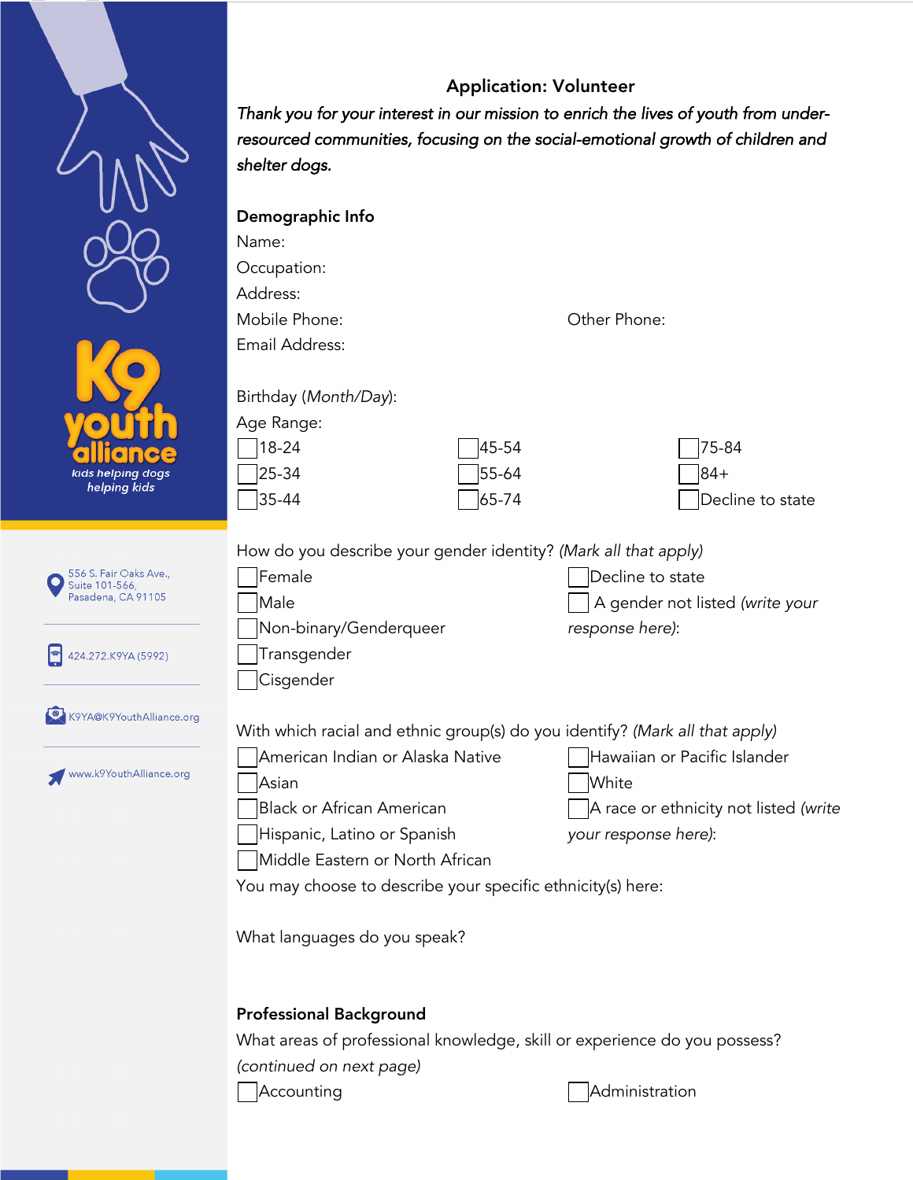K9 youth alliance
*kids helping dogs helping kids*

556 S. Fair Oaks Ave., Suite 101-566, Pasadena, CA 91105

424.272.K9YA (5992)

K9YA@K9YouthAlliance.org

www.k9YouthAlliance.org

## Application: Volunteer

*Thank you for your interest in our mission to enrich the lives of youth from under-resourced communities, focusing on the social-emotional growth of children and shelter dogs.*

### Demographic Info

Name:

Occupation:

Address:

Mobile Phone: Other Phone:

Email Address:

Birthday (*Month/Day*):

Age Range:

- ☐ 18-24
- ☐ 25-34
- ☐ 35-44
- ☐ 45-54
- ☐ 55-64
- ☐ 65-74
- ☐ 75-84
- ☐ 84+
- ☐ Decline to state

How do you describe your gender identity? *(Mark all that apply)*

- ☐ Female
- ☐ Male
- ☐ Non-binary/Genderqueer
- ☐ Transgender
- ☐ Cisgender
- ☐ Decline to state
- ☐ A gender not listed *(write your response here)*:

With which racial and ethnic group(s) do you identify? *(Mark all that apply)*

- ☐ American Indian or Alaska Native
- ☐ Asian
- ☐ Black or African American
- ☐ Hispanic, Latino or Spanish
- ☐ Middle Eastern or North African
- ☐ Hawaiian or Pacific Islander
- ☐ White
- ☐ A race or ethnicity not listed *(write your response here)*:

You may choose to describe your specific ethnicity(s) here:

What languages do you speak?

### Professional Background

What areas of professional knowledge, skill or experience do you possess? *(continued on next page)*

- ☐ Accounting
- ☐ Administration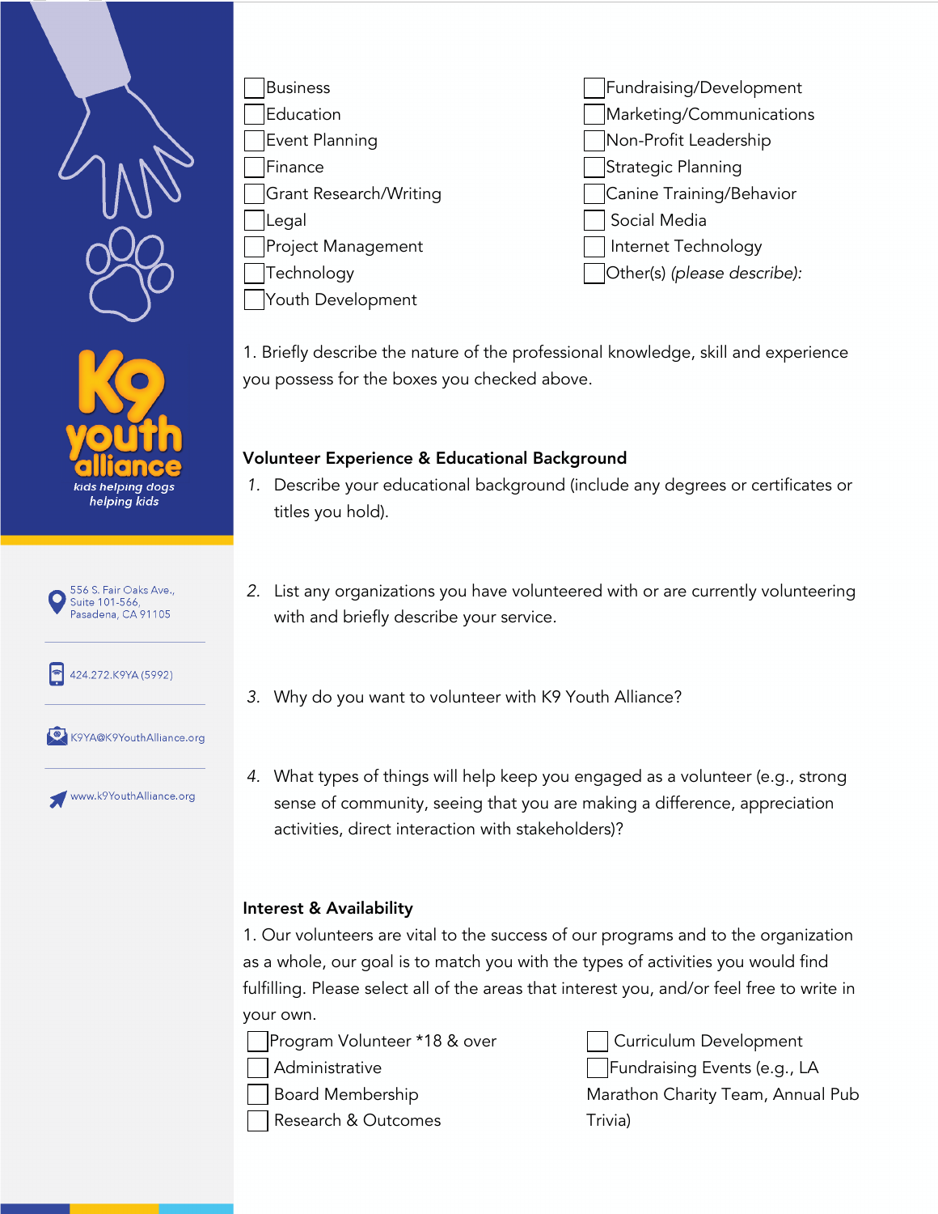- [ ] Business
- [ ] Education
- [ ] Event Planning
- [ ] Finance
- [ ] Grant Research/Writing
- [ ] Legal
- [ ] Project Management
- [ ] Technology
- [ ] Youth Development
- [ ] Fundraising/Development
- [ ] Marketing/Communications
- [ ] Non-Profit Leadership
- [ ] Strategic Planning
- [ ] Canine Training/Behavior
- [ ] Social Media
- [ ] Internet Technology
- [ ] Other(s) *(please describe):*

1. Briefly describe the nature of the professional knowledge, skill and experience you possess for the boxes you checked above.

**Volunteer Experience & Educational Background**

1. Describe your educational background (include any degrees or certificates or titles you hold).
2. List any organizations you have volunteered with or are currently volunteering with and briefly describe your service.
3. Why do you want to volunteer with K9 Youth Alliance?
4. What types of things will help keep you engaged as a volunteer (e.g., strong sense of community, seeing that you are making a difference, appreciation activities, direct interaction with stakeholders)?

**Interest & Availability**

1. Our volunteers are vital to the success of our programs and to the organization as a whole, our goal is to match you with the types of activities you would find fulfilling. Please select all of the areas that interest you, and/or feel free to write in your own.

- [ ] Program Volunteer *18 & over
- [ ] Administrative
- [ ] Board Membership
- [ ] Research & Outcomes
- [ ] Curriculum Development
- [ ] Fundraising Events (e.g., LA Marathon Charity Team, Annual Pub Trivia)

K9 youth alliance
*kids helping dogs helping kids*

556 S. Fair Oaks Ave., Suite 101-566, Pasadena, CA 91105

424.272.K9YA (5992)

K9YA@K9YouthAlliance.org

www.k9YouthAlliance.org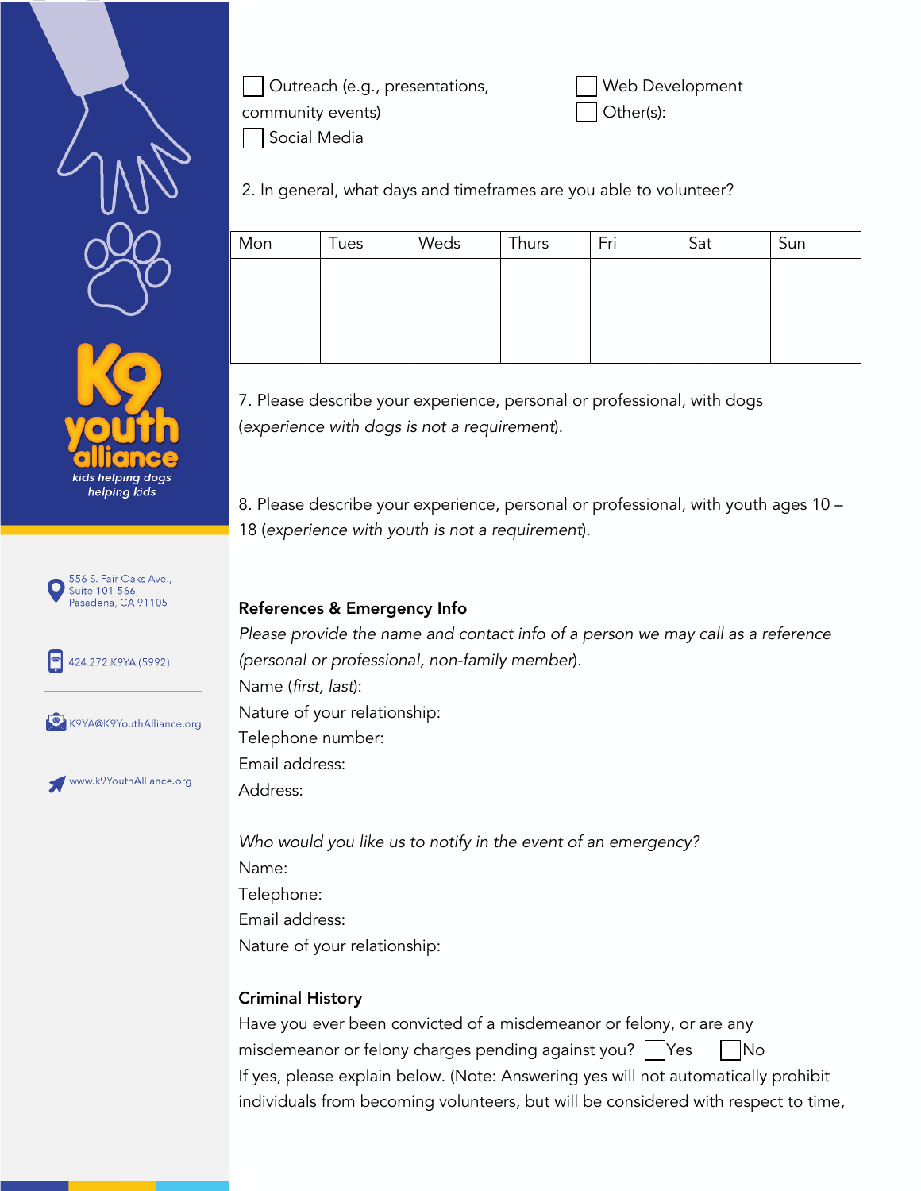☐ Outreach (e.g., presentations, community events)
☐ Social Media
☐ Web Development
☐ Other(s):

2. In general, what days and timeframes are you able to volunteer?

| Mon | Tues | Weds | Thurs | Fri | Sat | Sun |
|---|---|---|---|---|---|---|
| | | | | | | |

7. Please describe your experience, personal or professional, with dogs (*experience with dogs is not a requirement*).

8. Please describe your experience, personal or professional, with youth ages 10 – 18 (*experience with youth is not a requirement*).

**References & Emergency Info**

*Please provide the name and contact info of a person we may call as a reference (personal or professional, non-family member*).

Name (*first, last*):

Nature of your relationship:

Telephone number:

Email address:

Address:

*Who would you like us to notify in the event of an emergency?*

Name:

Telephone:

Email address:

Nature of your relationship:

**Criminal History**

Have you ever been convicted of a misdemeanor or felony, or are any misdemeanor or felony charges pending against you? ☐ Yes ☐ No

If yes, please explain below. (Note: Answering yes will not automatically prohibit individuals from becoming volunteers, but will be considered with respect to time,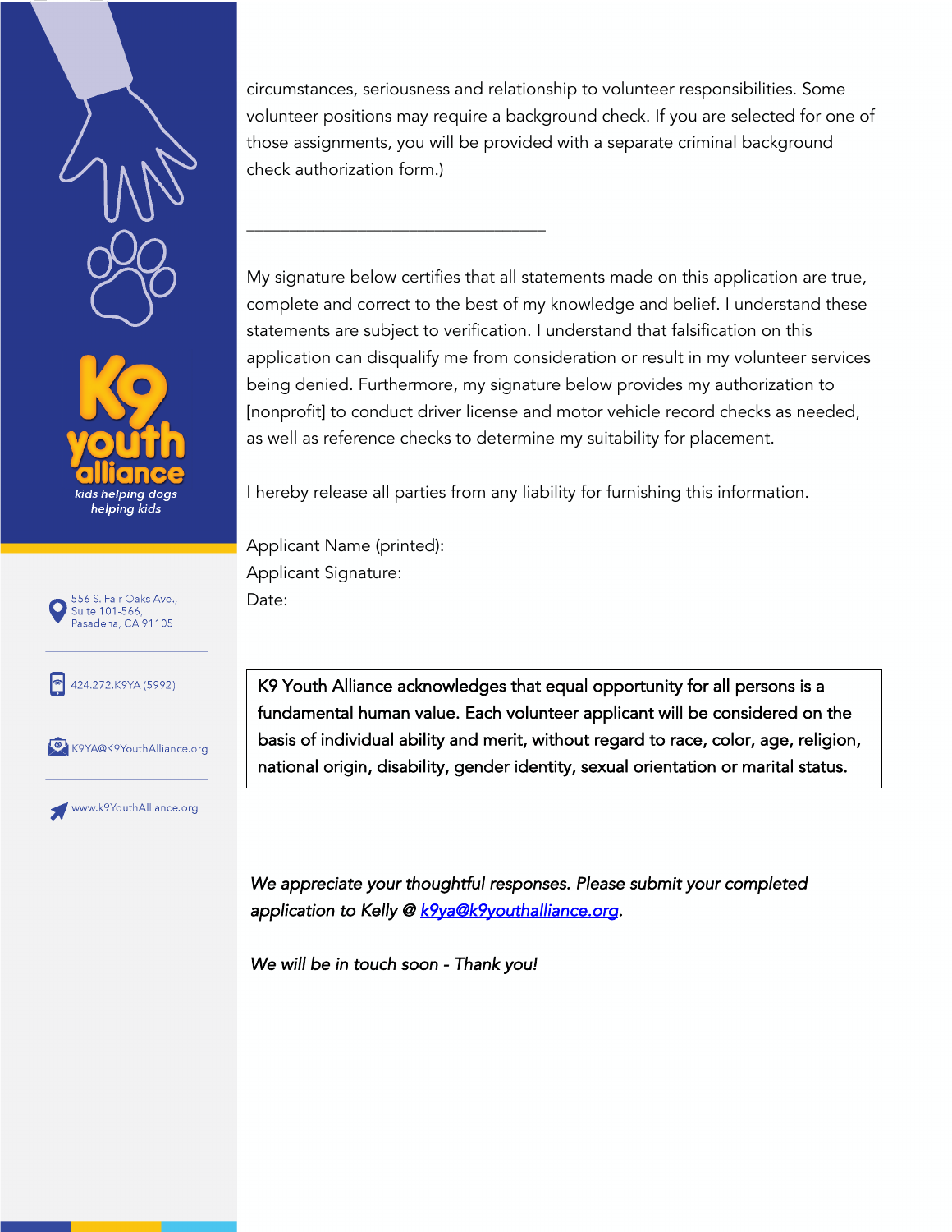circumstances, seriousness and relationship to volunteer responsibilities. Some volunteer positions may require a background check. If you are selected for one of those assignments, you will be provided with a separate criminal background check authorization form.)

___________________________________

My signature below certifies that all statements made on this application are true, complete and correct to the best of my knowledge and belief. I understand these statements are subject to verification. I understand that falsification on this application can disqualify me from consideration or result in my volunteer services being denied. Furthermore, my signature below provides my authorization to [nonprofit] to conduct driver license and motor vehicle record checks as needed, as well as reference checks to determine my suitability for placement.

I hereby release all parties from any liability for furnishing this information.

Applicant Name (printed):
Applicant Signature:
Date:

| K9 Youth Alliance acknowledges that equal opportunity for all persons is a fundamental human value. Each volunteer applicant will be considered on the basis of individual ability and merit, without regard to race, color, age, religion, national origin, disability, gender identity, sexual orientation or marital status. |
|---|

*We appreciate your thoughtful responses. Please submit your completed application to Kelly @ [k9ya@k9youthalliance.org](mailto:k9ya@k9youthalliance.org).*

*We will be in touch soon - Thank you!*

K9 youth alliance
kids helping dogs helping kids

556 S. Fair Oaks Ave., Suite 101-566, Pasadena, CA 91105

424.272.K9YA (5992)

K9YA@K9YouthAlliance.org

www.k9YouthAlliance.org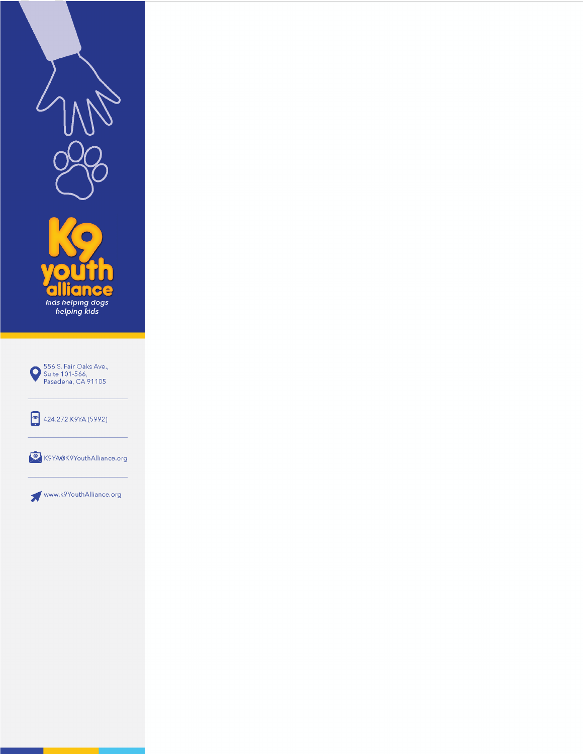K9 youth alliance

*kids helping dogs helping kids*

556 S. Fair Oaks Ave.,
Suite 101-566,
Pasadena, CA 91105

424.272.K9YA (5992)

K9YA@K9YouthAlliance.org

www.k9YouthAlliance.org